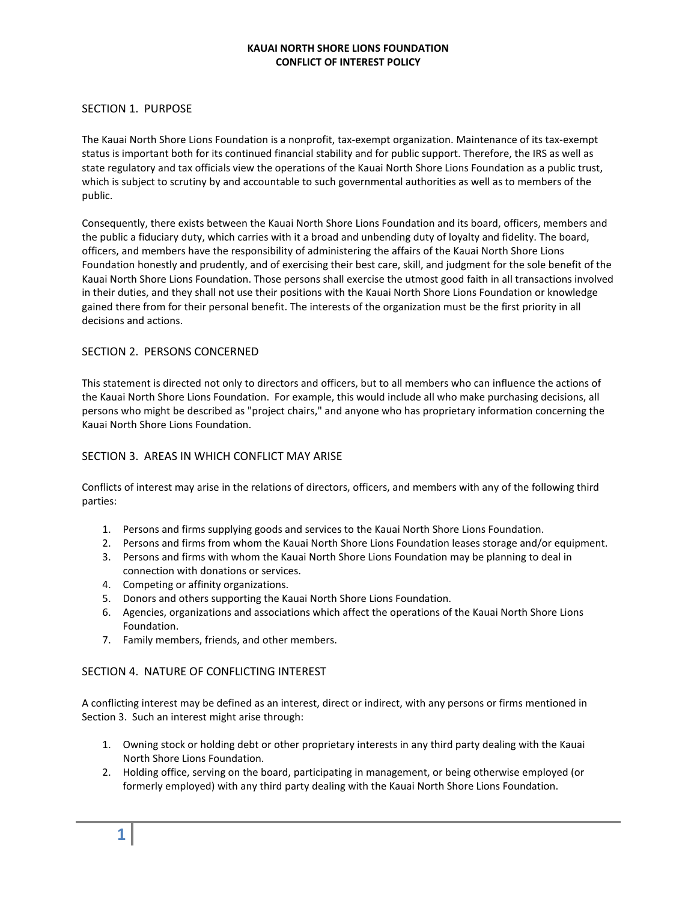# KAUAI NORTH SHORE LIONS FOUNDATION
# CONFLICT OF INTEREST POLICY

## SECTION 1. PURPOSE

The Kauai North Shore Lions Foundation is a nonprofit, tax-exempt organization. Maintenance of its tax-exempt status is important both for its continued financial stability and for public support. Therefore, the IRS as well as state regulatory and tax officials view the operations of the Kauai North Shore Lions Foundation as a public trust, which is subject to scrutiny by and accountable to such governmental authorities as well as to members of the public.

Consequently, there exists between the Kauai North Shore Lions Foundation and its board, officers, members and the public a fiduciary duty, which carries with it a broad and unbending duty of loyalty and fidelity. The board, officers, and members have the responsibility of administering the affairs of the Kauai North Shore Lions Foundation honestly and prudently, and of exercising their best care, skill, and judgment for the sole benefit of the Kauai North Shore Lions Foundation. Those persons shall exercise the utmost good faith in all transactions involved in their duties, and they shall not use their positions with the Kauai North Shore Lions Foundation or knowledge gained there from for their personal benefit. The interests of the organization must be the first priority in all decisions and actions.

## SECTION 2. PERSONS CONCERNED

This statement is directed not only to directors and officers, but to all members who can influence the actions of the Kauai North Shore Lions Foundation. For example, this would include all who make purchasing decisions, all persons who might be described as "project chairs," and anyone who has proprietary information concerning the Kauai North Shore Lions Foundation.

## SECTION 3. AREAS IN WHICH CONFLICT MAY ARISE

Conflicts of interest may arise in the relations of directors, officers, and members with any of the following third parties:

1. Persons and firms supplying goods and services to the Kauai North Shore Lions Foundation.
2. Persons and firms from whom the Kauai North Shore Lions Foundation leases storage and/or equipment.
3. Persons and firms with whom the Kauai North Shore Lions Foundation may be planning to deal in connection with donations or services.
4. Competing or affinity organizations.
5. Donors and others supporting the Kauai North Shore Lions Foundation.
6. Agencies, organizations and associations which affect the operations of the Kauai North Shore Lions Foundation.
7. Family members, friends, and other members.

## SECTION 4. NATURE OF CONFLICTING INTEREST

A conflicting interest may be defined as an interest, direct or indirect, with any persons or firms mentioned in Section 3. Such an interest might arise through:

1. Owning stock or holding debt or other proprietary interests in any third party dealing with the Kauai North Shore Lions Foundation.
2. Holding office, serving on the board, participating in management, or being otherwise employed (or formerly employed) with any third party dealing with the Kauai North Shore Lions Foundation.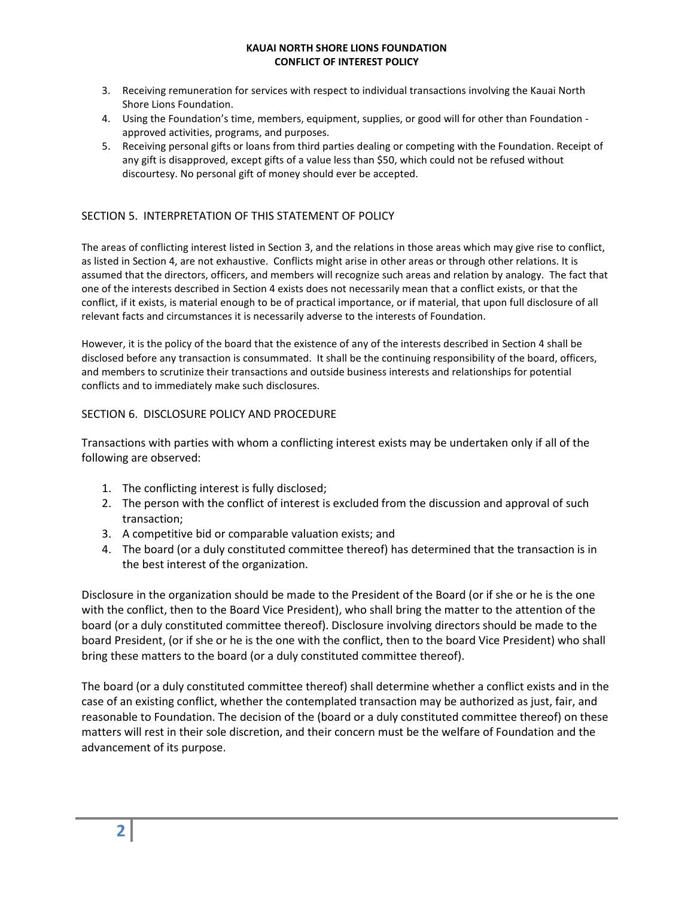3. Receiving remuneration for services with respect to individual transactions involving the Kauai North Shore Lions Foundation.
4. Using the Foundation's time, members, equipment, supplies, or good will for other than Foundation - approved activities, programs, and purposes.
5. Receiving personal gifts or loans from third parties dealing or competing with the Foundation. Receipt of any gift is disapproved, except gifts of a value less than $50, which could not be refused without discourtesy. No personal gift of money should ever be accepted.

## SECTION 5. INTERPRETATION OF THIS STATEMENT OF POLICY

The areas of conflicting interest listed in Section 3, and the relations in those areas which may give rise to conflict, as listed in Section 4, are not exhaustive. Conflicts might arise in other areas or through other relations. It is assumed that the directors, officers, and members will recognize such areas and relation by analogy. The fact that one of the interests described in Section 4 exists does not necessarily mean that a conflict exists, or that the conflict, if it exists, is material enough to be of practical importance, or if material, that upon full disclosure of all relevant facts and circumstances it is necessarily adverse to the interests of Foundation.

However, it is the policy of the board that the existence of any of the interests described in Section 4 shall be disclosed before any transaction is consummated. It shall be the continuing responsibility of the board, officers, and members to scrutinize their transactions and outside business interests and relationships for potential conflicts and to immediately make such disclosures.

## SECTION 6. DISCLOSURE POLICY AND PROCEDURE

Transactions with parties with whom a conflicting interest exists may be undertaken only if all of the following are observed:

1. The conflicting interest is fully disclosed;
2. The person with the conflict of interest is excluded from the discussion and approval of such transaction;
3. A competitive bid or comparable valuation exists; and
4. The board (or a duly constituted committee thereof) has determined that the transaction is in the best interest of the organization.

Disclosure in the organization should be made to the President of the Board (or if she or he is the one with the conflict, then to the Board Vice President), who shall bring the matter to the attention of the board (or a duly constituted committee thereof). Disclosure involving directors should be made to the board President, (or if she or he is the one with the conflict, then to the board Vice President) who shall bring these matters to the board (or a duly constituted committee thereof).

The board (or a duly constituted committee thereof) shall determine whether a conflict exists and in the case of an existing conflict, whether the contemplated transaction may be authorized as just, fair, and reasonable to Foundation. The decision of the (board or a duly constituted committee thereof) on these matters will rest in their sole discretion, and their concern must be the welfare of Foundation and the advancement of its purpose.